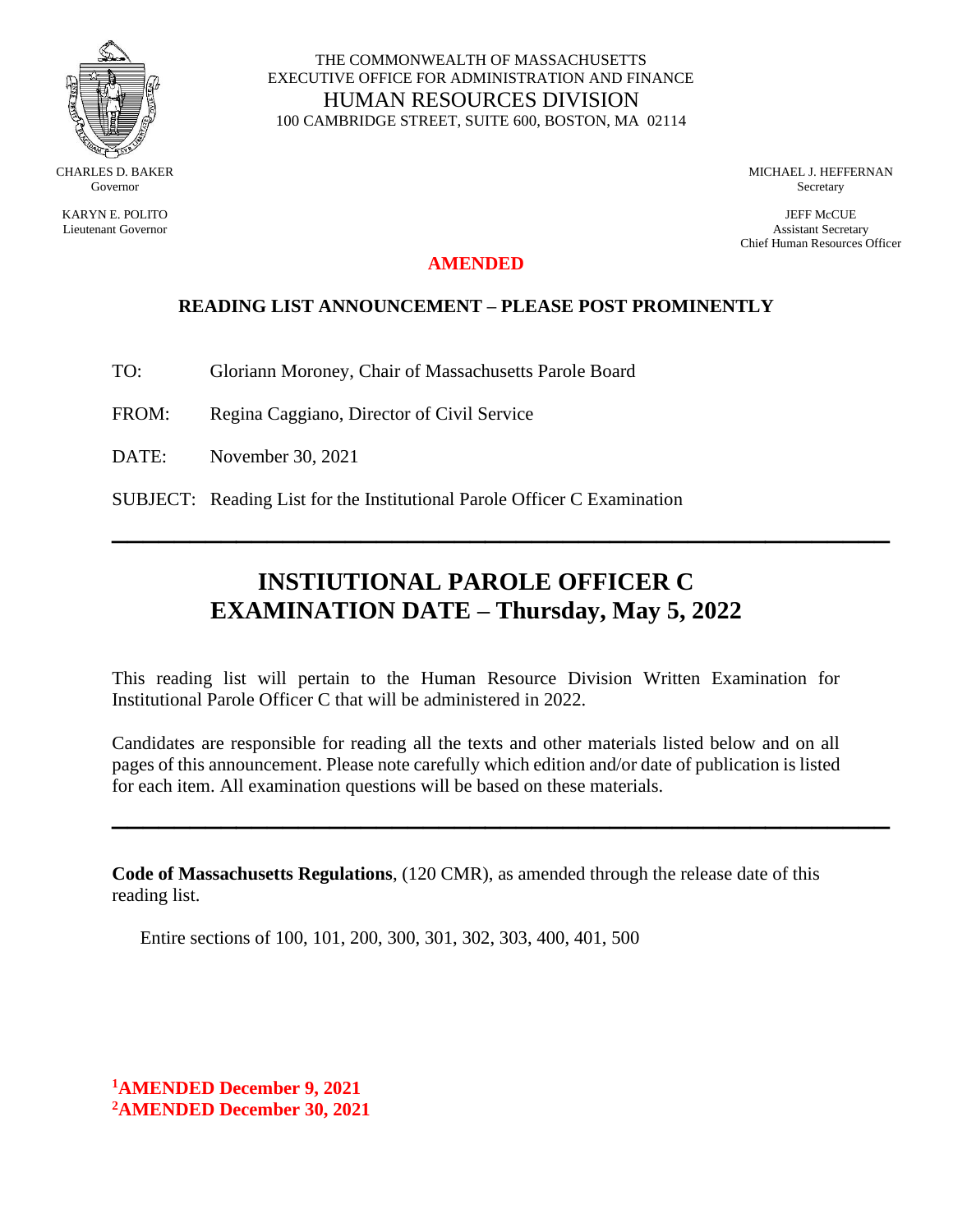THE COMMONWEALTH OF MASSACHUSETTS
EXECUTIVE OFFICE FOR ADMINISTRATION AND FINANCE
HUMAN RESOURCES DIVISION
100 CAMBRIDGE STREET, SUITE 600, BOSTON, MA 02114

CHARLES D. BAKER
Governor

KARYN E. POLITO
Lieutenant Governor

MICHAEL J. HEFFERNAN
Secretary

JEFF McCUE
Assistant Secretary
Chief Human Resources Officer

**AMENDED**

**READING LIST ANNOUNCEMENT – PLEASE POST PROMINENTLY**

TO: Gloriann Moroney, Chair of Massachusetts Parole Board

FROM: Regina Caggiano, Director of Civil Service

DATE: November 30, 2021

SUBJECT: Reading List for the Institutional Parole Officer C Examination

---

# INSTIUTIONAL PAROLE OFFICER C
# EXAMINATION DATE – Thursday, May 5, 2022

This reading list will pertain to the Human Resource Division Written Examination for Institutional Parole Officer C that will be administered in 2022.

Candidates are responsible for reading all the texts and other materials listed below and on all pages of this announcement. Please note carefully which edition and/or date of publication is listed for each item. All examination questions will be based on these materials.

---

**Code of Massachusetts Regulations**, (120 CMR), as amended through the release date of this reading list.

Entire sections of 100, 101, 200, 300, 301, 302, 303, 400, 401, 500

**[1]AMENDED December 9, 2021**
**[2]AMENDED December 30, 2021**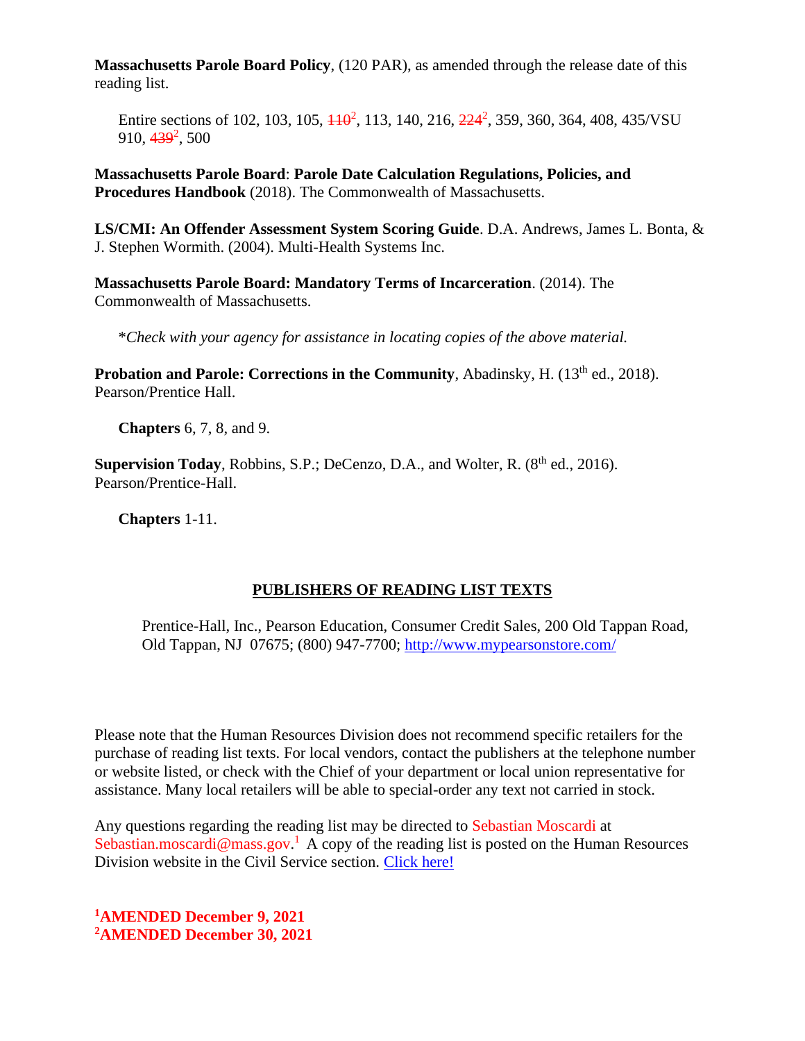**Massachusetts Parole Board Policy**, (120 PAR), as amended through the release date of this reading list.

Entire sections of 102, 103, 105, ~~110~~[2], 113, 140, 216, ~~224~~[2], 359, 360, 364, 408, 435/VSU 910, ~~439~~[2], 500

**Massachusetts Parole Board**: **Parole Date Calculation Regulations, Policies, and Procedures Handbook** (2018). The Commonwealth of Massachusetts.

**LS/CMI: An Offender Assessment System Scoring Guide**. D.A. Andrews, James L. Bonta, & J. Stephen Wormith. (2004). Multi-Health Systems Inc.

**Massachusetts Parole Board: Mandatory Terms of Incarceration**. (2014). The Commonwealth of Massachusetts.

*\*Check with your agency for assistance in locating copies of the above material.*

**Probation and Parole: Corrections in the Community**, Abadinsky, H. (13th ed., 2018). Pearson/Prentice Hall.

**Chapters** 6, 7, 8, and 9.

**Supervision Today**, Robbins, S.P.; DeCenzo, D.A., and Wolter, R. (8th ed., 2016). Pearson/Prentice-Hall.

**Chapters** 1-11.

## PUBLISHERS OF READING LIST TEXTS

Prentice-Hall, Inc., Pearson Education, Consumer Credit Sales, 200 Old Tappan Road, Old Tappan, NJ 07675; (800) 947-7700; http://www.mypearsonstore.com/

Please note that the Human Resources Division does not recommend specific retailers for the purchase of reading list texts. For local vendors, contact the publishers at the telephone number or website listed, or check with the Chief of your department or local union representative for assistance. Many local retailers will be able to special-order any text not carried in stock.

Any questions regarding the reading list may be directed to Sebastian Moscardi at Sebastian.moscardi@mass.gov.[1] A copy of the reading list is posted on the Human Resources Division website in the Civil Service section. Click here!

**[1]AMENDED December 9, 2021**
**[2]AMENDED December 30, 2021**